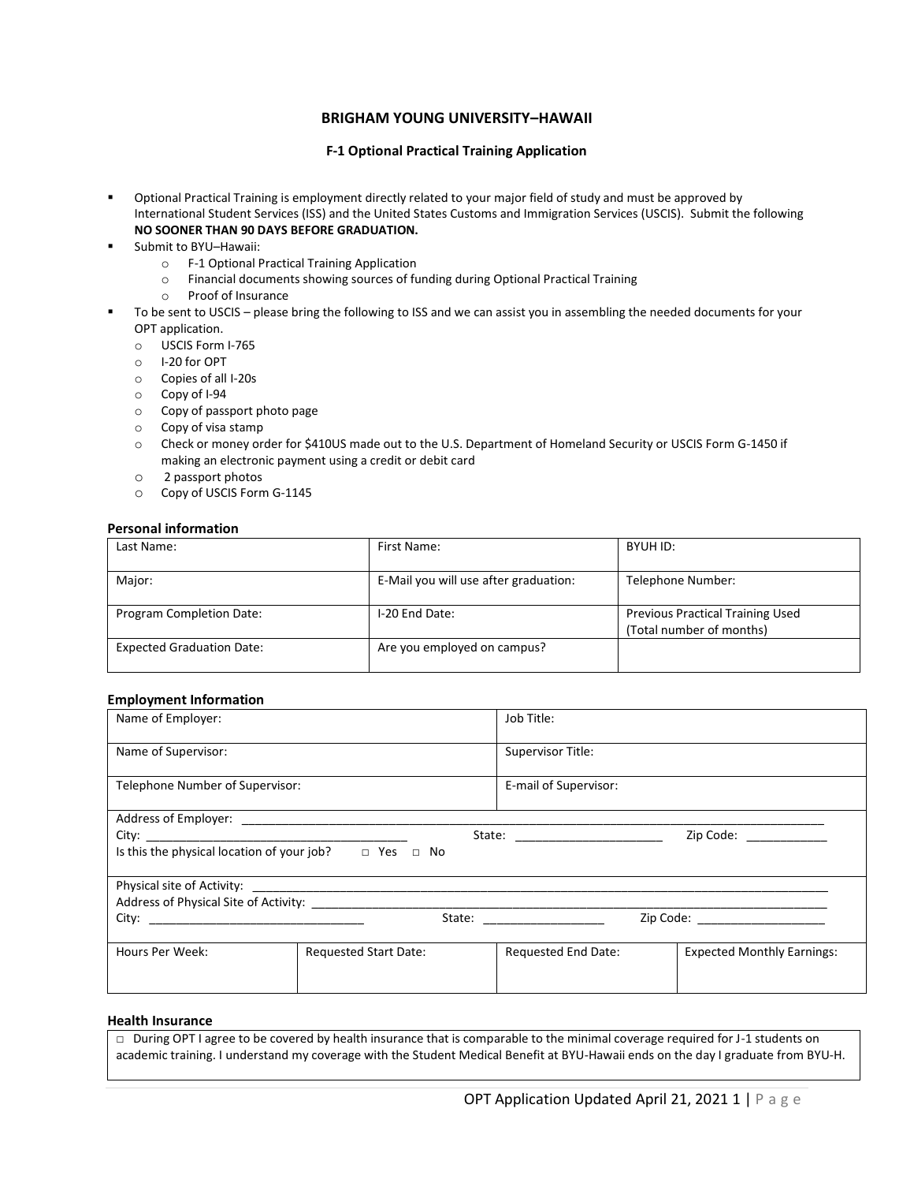# BRIGHAM YOUNG UNIVERSITY–HAWAII

## F-1 Optional Practical Training Application

- Optional Practical Training is employment directly related to your major field of study and must be approved by International Student Services (ISS) and the United States Customs and Immigration Services (USCIS). Submit the following **NO SOONER THAN 90 DAYS BEFORE GRADUATION.**
- Submit to BYU–Hawaii:
  - F-1 Optional Practical Training Application
  - Financial documents showing sources of funding during Optional Practical Training
  - Proof of Insurance
- To be sent to USCIS – please bring the following to ISS and we can assist you in assembling the needed documents for your OPT application.
  - USCIS Form I-765
  - I-20 for OPT
  - Copies of all I-20s
  - Copy of I-94
  - Copy of passport photo page
  - Copy of visa stamp
  - Check or money order for $410US made out to the U.S. Department of Homeland Security or USCIS Form G-1450 if making an electronic payment using a credit or debit card
  - 2 passport photos
  - Copy of USCIS Form G-1145

### Personal information

| Last Name: | First Name: | BYUH ID: |
|---|---|---|
| Major: | E-Mail you will use after graduation: | Telephone Number: |
| Program Completion Date: | I-20 End Date: | Previous Practical Training Used (Total number of months) |
| Expected Graduation Date: | Are you employed on campus? | |

### Employment Information

| Name of Employer: | Job Title: |
|---|---|
| Name of Supervisor: | Supervisor Title: |
| Telephone Number of Supervisor: | E-mail of Supervisor: |

Address of Employer: ______________________________________________

City: ______________________ State: ______________________ Zip Code: ____________

Is this the physical location of your job? □ Yes □ No

Physical site of Activity: ______________________________________________

Address of Physical Site of Activity: ______________________________________________

City: ______________________ State: __________________ Zip Code: ___________________

| Hours Per Week: | Requested Start Date: | Requested End Date: | Expected Monthly Earnings: |
|---|---|---|---|
| | | | |

### Health Insurance

□ During OPT I agree to be covered by health insurance that is comparable to the minimal coverage required for J-1 students on academic training. I understand my coverage with the Student Medical Benefit at BYU-Hawaii ends on the day I graduate from BYU-H.

OPT Application Updated April 21, 2021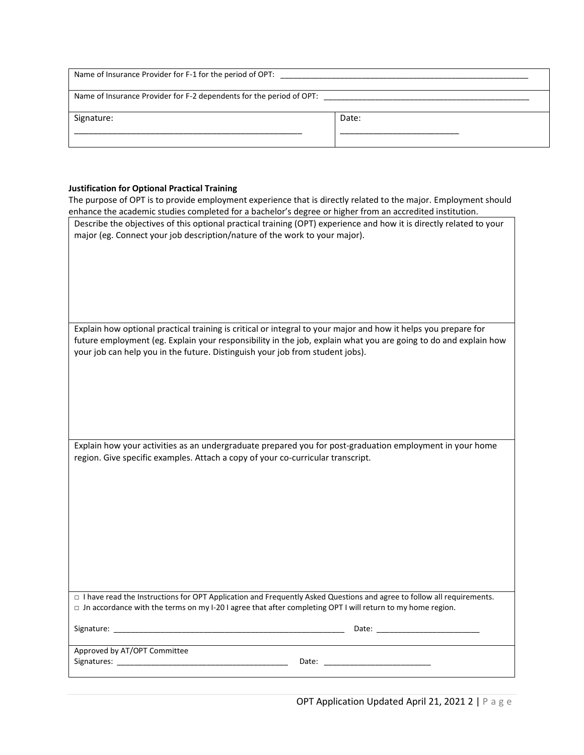| Name of Insurance Provider for F-1 for the period of OPT: ____________________________________________ | |
|---|---|
| Name of Insurance Provider for F-2 dependents for the period of OPT: ____________________________________ | |
| Signature: ______________________________________ | Date: ____________________ |

**Justification for Optional Practical Training**

The purpose of OPT is to provide employment experience that is directly related to the major. Employment should enhance the academic studies completed for a bachelor's degree or higher from an accredited institution.

| Describe the objectives of this optional practical training (OPT) experience and how it is directly related to your major (eg. Connect your job description/nature of the work to your major). |
|---|
| Explain how optional practical training is critical or integral to your major and how it helps you prepare for future employment (eg. Explain your responsibility in the job, explain what you are going to do and explain how your job can help you in the future. Distinguish your job from student jobs). |
| Explain how your activities as an undergraduate prepared you for post-graduation employment in your home region. Give specific examples. Attach a copy of your co-curricular transcript. |
| □ I have read the Instructions for OPT Application and Frequently Asked Questions and agree to follow all requirements.<br>□ Jn accordance with the terms on my I-20 I agree that after completing OPT I will return to my home region.<br><br>Signature: ______________________________________ Date: ____________________ |
| Approved by AT/OPT Committee<br>Signatures: ______________________________ Date: ____________________ |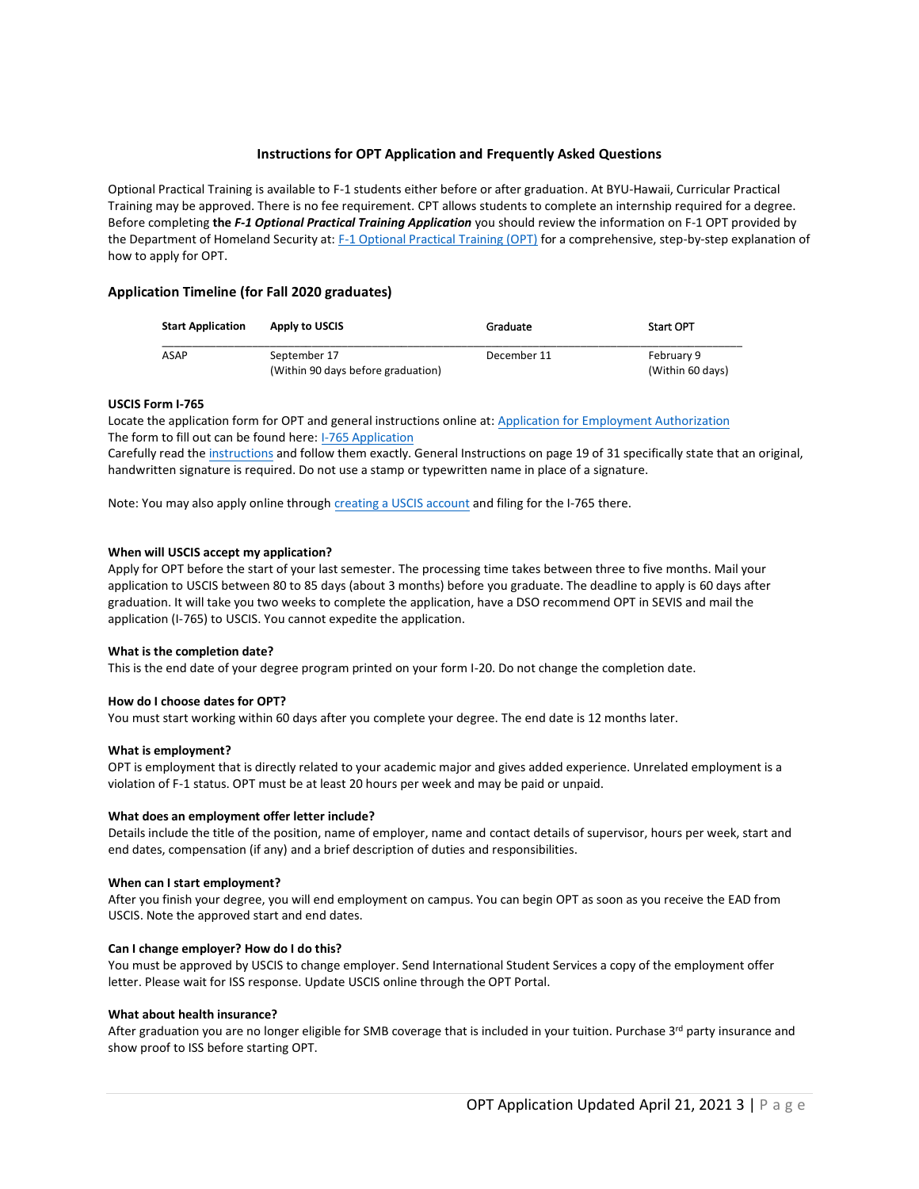### Instructions for OPT Application and Frequently Asked Questions

Optional Practical Training is available to F-1 students either before or after graduation. At BYU-Hawaii, Curricular Practical Training may be approved. There is no fee requirement. CPT allows students to complete an internship required for a degree. Before completing **the *F-1 Optional Practical Training Application*** you should review the information on F-1 OPT provided by the Department of Homeland Security at: [F-1 Optional Practical Training (OPT)]() for a comprehensive, step-by-step explanation of how to apply for OPT.

## Application Timeline (for Fall 2020 graduates)

| Start Application | Apply to USCIS | Graduate | Start OPT |
|---|---|---|---|
| ASAP | September 17<br>(Within 90 days before graduation) | December 11 | February 9<br>(Within 60 days) |

**USCIS Form I-765**
Locate the application form for OPT and general instructions online at: [Application for Employment Authorization]()
The form to fill out can be found here: [I-765 Application]()
Carefully read the [instructions]() and follow them exactly. General Instructions on page 19 of 31 specifically state that an original, handwritten signature is required. Do not use a stamp or typewritten name in place of a signature.

Note: You may also apply online through [creating a USCIS account]() and filing for the I-765 there.

**When will USCIS accept my application?**
Apply for OPT before the start of your last semester. The processing time takes between three to five months. Mail your application to USCIS between 80 to 85 days (about 3 months) before you graduate. The deadline to apply is 60 days after graduation. It will take you two weeks to complete the application, have a DSO recommend OPT in SEVIS and mail the application (I-765) to USCIS. You cannot expedite the application.

**What is the completion date?**
This is the end date of your degree program printed on your form I-20. Do not change the completion date.

**How do I choose dates for OPT?**
You must start working within 60 days after you complete your degree. The end date is 12 months later.

**What is employment?**
OPT is employment that is directly related to your academic major and gives added experience. Unrelated employment is a violation of F-1 status. OPT must be at least 20 hours per week and may be paid or unpaid.

**What does an employment offer letter include?**
Details include the title of the position, name of employer, name and contact details of supervisor, hours per week, start and end dates, compensation (if any) and a brief description of duties and responsibilities.

**When can I start employment?**
After you finish your degree, you will end employment on campus. You can begin OPT as soon as you receive the EAD from USCIS. Note the approved start and end dates.

**Can I change employer? How do I do this?**
You must be approved by USCIS to change employer. Send International Student Services a copy of the employment offer letter. Please wait for ISS response. Update USCIS online through the OPT Portal.

**What about health insurance?**
After graduation you are no longer eligible for SMB coverage that is included in your tuition. Purchase 3rd party insurance and show proof to ISS before starting OPT.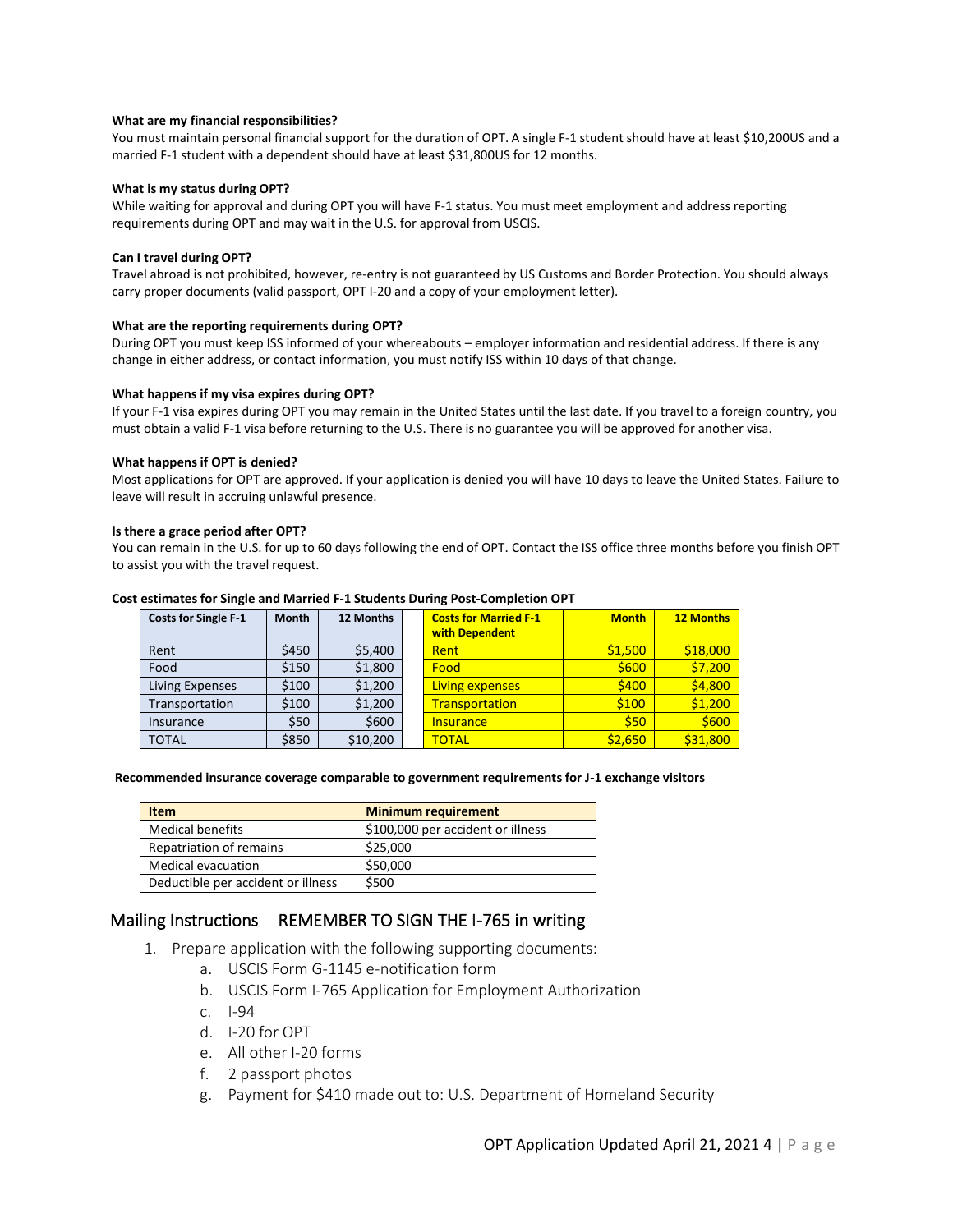**What are my financial responsibilities?**
You must maintain personal financial support for the duration of OPT. A single F-1 student should have at least $10,200US and a married F-1 student with a dependent should have at least $31,800US for 12 months.

**What is my status during OPT?**
While waiting for approval and during OPT you will have F-1 status. You must meet employment and address reporting requirements during OPT and may wait in the U.S. for approval from USCIS.

**Can I travel during OPT?**
Travel abroad is not prohibited, however, re-entry is not guaranteed by US Customs and Border Protection. You should always carry proper documents (valid passport, OPT I-20 and a copy of your employment letter).

**What are the reporting requirements during OPT?**
During OPT you must keep ISS informed of your whereabouts – employer information and residential address. If there is any change in either address, or contact information, you must notify ISS within 10 days of that change.

**What happens if my visa expires during OPT?**
If your F-1 visa expires during OPT you may remain in the United States until the last date. If you travel to a foreign country, you must obtain a valid F-1 visa before returning to the U.S. There is no guarantee you will be approved for another visa.

**What happens if OPT is denied?**
Most applications for OPT are approved. If your application is denied you will have 10 days to leave the United States. Failure to leave will result in accruing unlawful presence.

**Is there a grace period after OPT?**
You can remain in the U.S. for up to 60 days following the end of OPT. Contact the ISS office three months before you finish OPT to assist you with the travel request.

**Cost estimates for Single and Married F-1 Students During Post-Completion OPT**

| Costs for Single F-1 | Month | 12 Months |
|---|---|---|
| Rent | $450 | $5,400 |
| Food | $150 | $1,800 |
| Living Expenses | $100 | $1,200 |
| Transportation | $100 | $1,200 |
| Insurance | $50 | $600 |
| TOTAL | $850 | $10,200 |

| Costs for Married F-1 with Dependent | Month | 12 Months |
|---|---|---|
| Rent | $1,500 | $18,000 |
| Food | $600 | $7,200 |
| Living expenses | $400 | $4,800 |
| Transportation | $100 | $1,200 |
| Insurance | $50 | $600 |
| TOTAL | $2,650 | $31,800 |

**Recommended insurance coverage comparable to government requirements for J-1 exchange visitors**

| Item | Minimum requirement |
|---|---|
| Medical benefits | $100,000 per accident or illness |
| Repatriation of remains | $25,000 |
| Medical evacuation | $50,000 |
| Deductible per accident or illness | $500 |

## Mailing Instructions    REMEMBER TO SIGN THE I-765 in writing

1. Prepare application with the following supporting documents:
    a. USCIS Form G-1145 e-notification form
    b. USCIS Form I-765 Application for Employment Authorization
    c. I-94
    d. I-20 for OPT
    e. All other I-20 forms
    f. 2 passport photos
    g. Payment for $410 made out to: U.S. Department of Homeland Security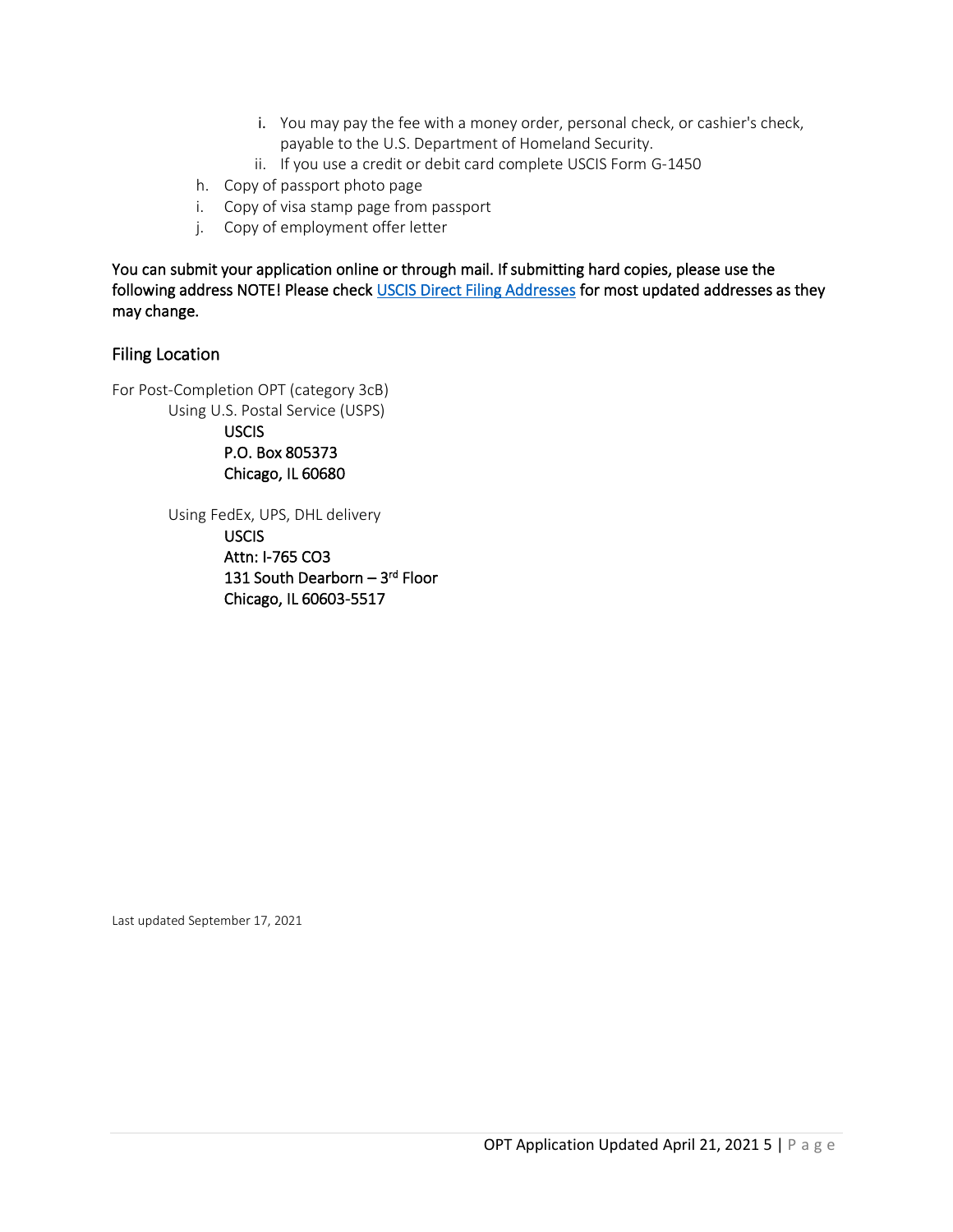- i. You may pay the fee with a money order, personal check, or cashier's check, payable to the U.S. Department of Homeland Security.
   - ii. If you use a credit or debit card complete USCIS Form G-1450

h. Copy of passport photo page

i. Copy of visa stamp page from passport

j. Copy of employment offer letter

You can submit your application online or through mail. If submitting hard copies, please use the following address NOTE! Please check [USCIS Direct Filing Addresses] for most updated addresses as they may change.

## Filing Location

For Post-Completion OPT (category 3cB)

Using U.S. Postal Service (USPS)

USCIS
P.O. Box 805373
Chicago, IL 60680

Using FedEx, UPS, DHL delivery

USCIS
Attn: I-765 C03
131 South Dearborn – 3rd Floor
Chicago, IL 60603-5517

Last updated September 17, 2021